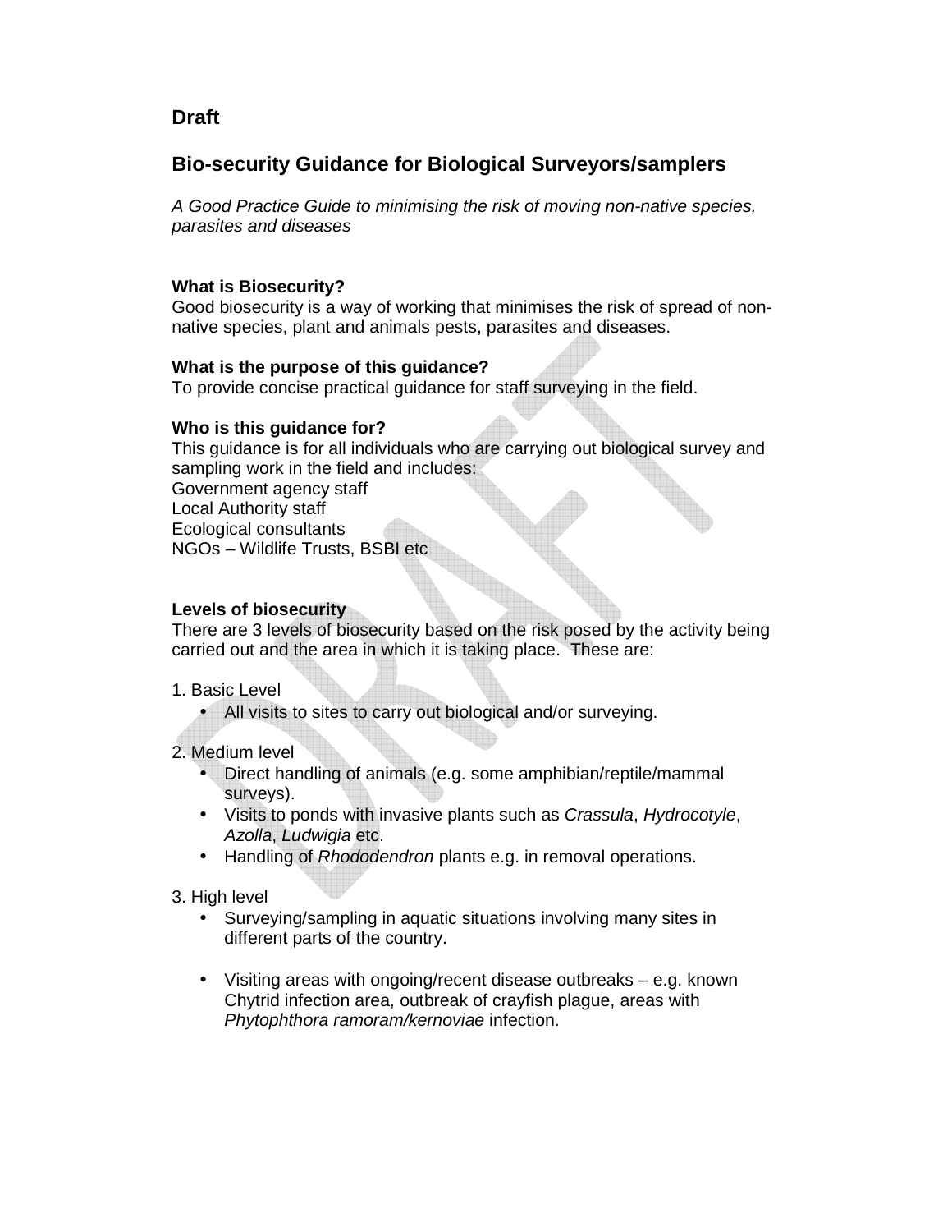**Draft**

## Bio-security Guidance for Biological Surveyors/samplers

*A Good Practice Guide to minimising the risk of moving non-native species, parasites and diseases*

**What is Biosecurity?**
Good biosecurity is a way of working that minimises the risk of spread of non-native species, plant and animals pests, parasites and diseases.

**What is the purpose of this guidance?**
To provide concise practical guidance for staff surveying in the field.

**Who is this guidance for?**
This guidance is for all individuals who are carrying out biological survey and sampling work in the field and includes:
Government agency staff
Local Authority staff
Ecological consultants
NGOs – Wildlife Trusts, BSBI etc

**Levels of biosecurity**
There are 3 levels of biosecurity based on the risk posed by the activity being carried out and the area in which it is taking place. These are:

1. Basic Level
   - All visits to sites to carry out biological and/or surveying.

2. Medium level
   - Direct handling of animals (e.g. some amphibian/reptile/mammal surveys).
   - Visits to ponds with invasive plants such as *Crassula*, *Hydrocotyle*, *Azolla*, *Ludwigia* etc.
   - Handling of *Rhododendron* plants e.g. in removal operations.

3. High level
   - Surveying/sampling in aquatic situations involving many sites in different parts of the country.
   - Visiting areas with ongoing/recent disease outbreaks – e.g. known Chytrid infection area, outbreak of crayfish plague, areas with *Phytophthora ramoram/kernoviae* infection.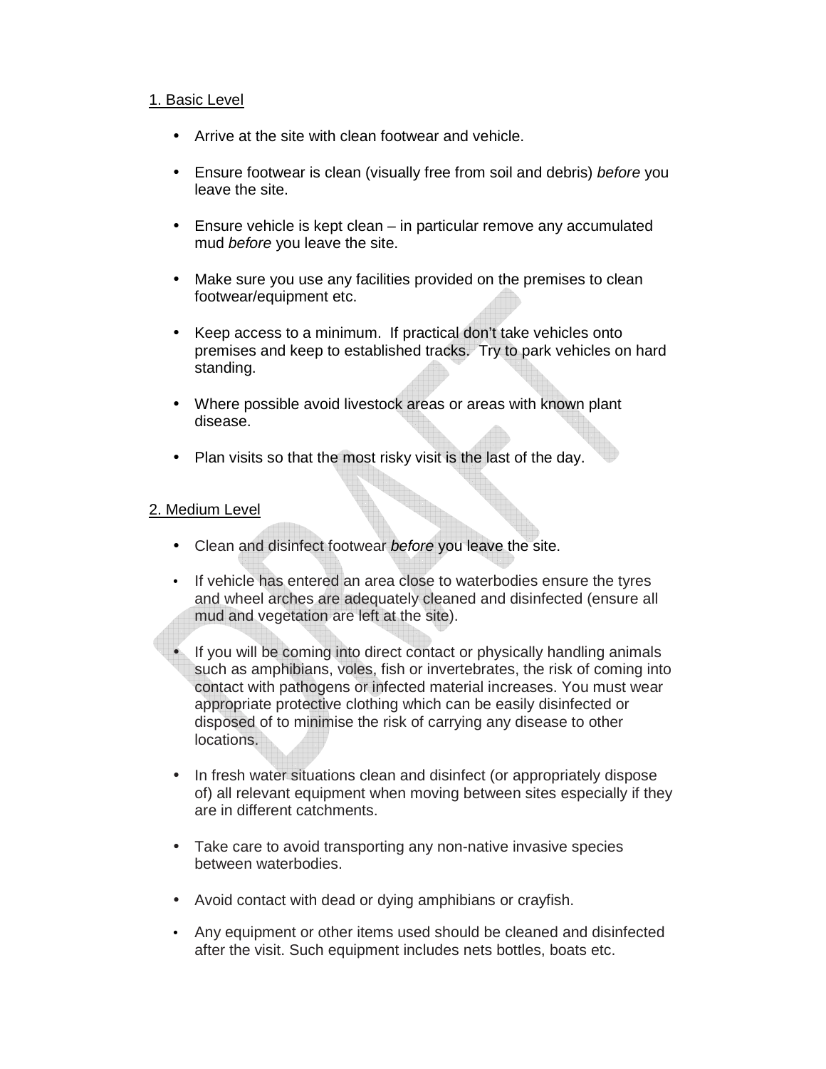1. Basic Level

- Arrive at the site with clean footwear and vehicle.

- Ensure footwear is clean (visually free from soil and debris) *before* you leave the site.

- Ensure vehicle is kept clean – in particular remove any accumulated mud *before* you leave the site.

- Make sure you use any facilities provided on the premises to clean footwear/equipment etc.

- Keep access to a minimum. If practical don't take vehicles onto premises and keep to established tracks. Try to park vehicles on hard standing.

- Where possible avoid livestock areas or areas with known plant disease.

- Plan visits so that the most risky visit is the last of the day.

2. Medium Level

- Clean and disinfect footwear *before* you leave the site.

- If vehicle has entered an area close to waterbodies ensure the tyres and wheel arches are adequately cleaned and disinfected (ensure all mud and vegetation are left at the site).

- If you will be coming into direct contact or physically handling animals such as amphibians, voles, fish or invertebrates, the risk of coming into contact with pathogens or infected material increases. You must wear appropriate protective clothing which can be easily disinfected or disposed of to minimise the risk of carrying any disease to other locations.

- In fresh water situations clean and disinfect (or appropriately dispose of) all relevant equipment when moving between sites especially if they are in different catchments.

- Take care to avoid transporting any non-native invasive species between waterbodies.

- Avoid contact with dead or dying amphibians or crayfish.

- Any equipment or other items used should be cleaned and disinfected after the visit. Such equipment includes nets bottles, boats etc.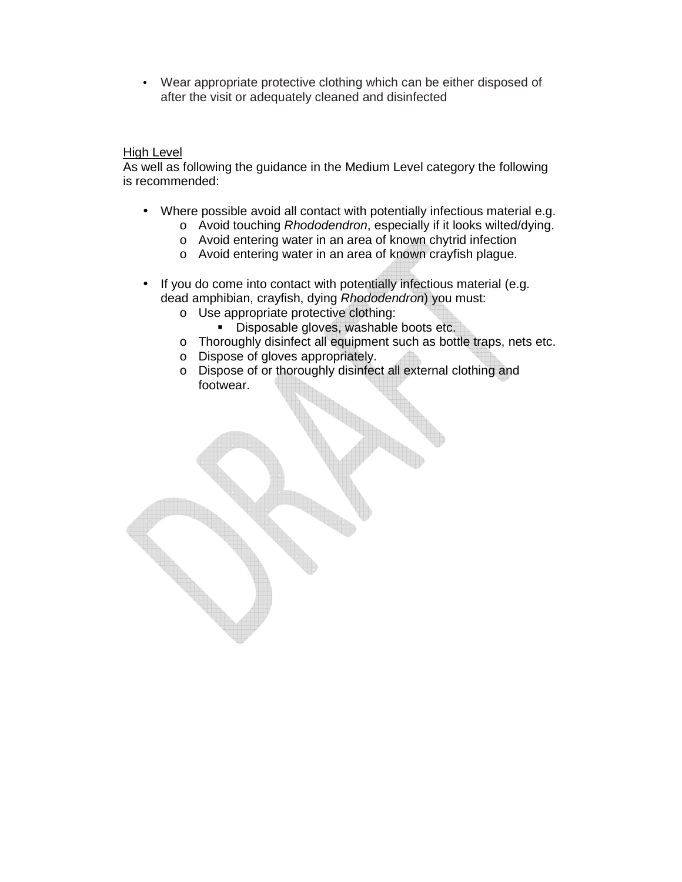- Wear appropriate protective clothing which can be either disposed of after the visit or adequately cleaned and disinfected

<u>High Level</u>

As well as following the guidance in the Medium Level category the following is recommended:

- Where possible avoid all contact with potentially infectious material e.g.
  - Avoid touching *Rhododendron*, especially if it looks wilted/dying.
  - Avoid entering water in an area of known chytrid infection
  - Avoid entering water in an area of known crayfish plague.

- If you do come into contact with potentially infectious material (e.g. dead amphibian, crayfish, dying *Rhododendron*) you must:
  - Use appropriate protective clothing:
    - Disposable gloves, washable boots etc.
  - Thoroughly disinfect all equipment such as bottle traps, nets etc.
  - Dispose of gloves appropriately.
  - Dispose of or thoroughly disinfect all external clothing and footwear.